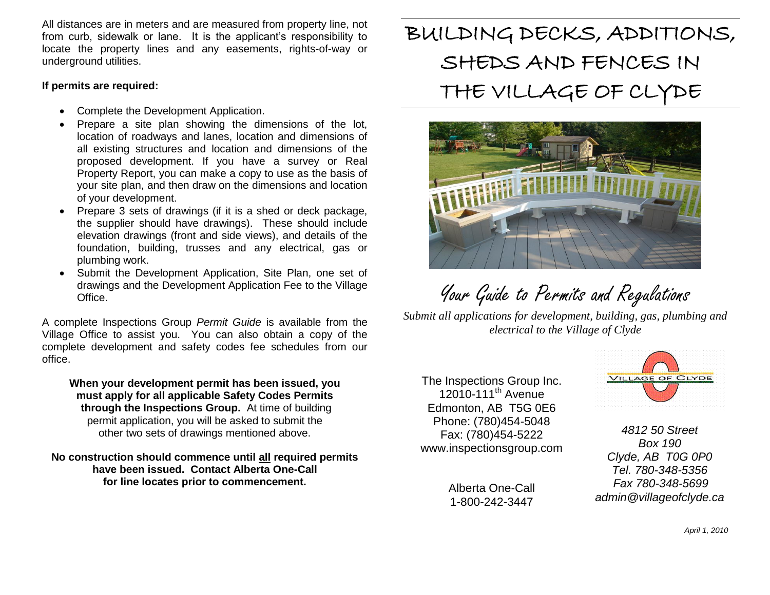All distances are in meters and are measured from property line, not from curb, sidewalk or lane. It is the applicant's responsibility to locate the property lines and any easements, rights-of-way or underground utilities.

**If permits are required:**

- Complete the Development Application.
- Prepare a site plan showing the dimensions of the lot, location of roadways and lanes, location and dimensions of all existing structures and location and dimensions of the proposed development. If you have a survey or Real Property Report, you can make a copy to use as the basis of your site plan, and then draw on the dimensions and location of your development.
- Prepare 3 sets of drawings (if it is a shed or deck package, the supplier should have drawings). These should include elevation drawings (front and side views), and details of the foundation, building, trusses and any electrical, gas or plumbing work.
- Submit the Development Application, Site Plan, one set of drawings and the Development Application Fee to the Village Office.

A complete Inspections Group *Permit Guide* is available from the Village Office to assist you. You can also obtain a copy of the complete development and safety codes fee schedules from our office.

**When your development permit has been issued, you must apply for all applicable Safety Codes Permits through the Inspections Group.** At time of building permit application, you will be asked to submit the other two sets of drawings mentioned above.

**No construction should commence until all required permits have been issued. Contact Alberta One-Call for line locates prior to commencement.**

# BUILDING DECKS, ADDITIONS, SHEDS AND FENCES IN THE VILLAGE OF CLYDE

## Your Guide to Permits and Regulations

*Submit all applications for development, building, gas, plumbing and electrical to the Village of Clyde*

The Inspections Group Inc.
12010-111th Avenue
Edmonton, AB T5G 0E6
Phone: (780)454-5048
Fax: (780)454-5222
www.inspectionsgroup.com

Alberta One-Call
1-800-242-3447

VILLAGE OF CLYDE

*4812 50 Street*
*Box 190*
*Clyde, AB T0G 0P0*
*Tel. 780-348-5356*
*Fax 780-348-5699*
*admin@villageofclyde.ca*

*April 1, 2010*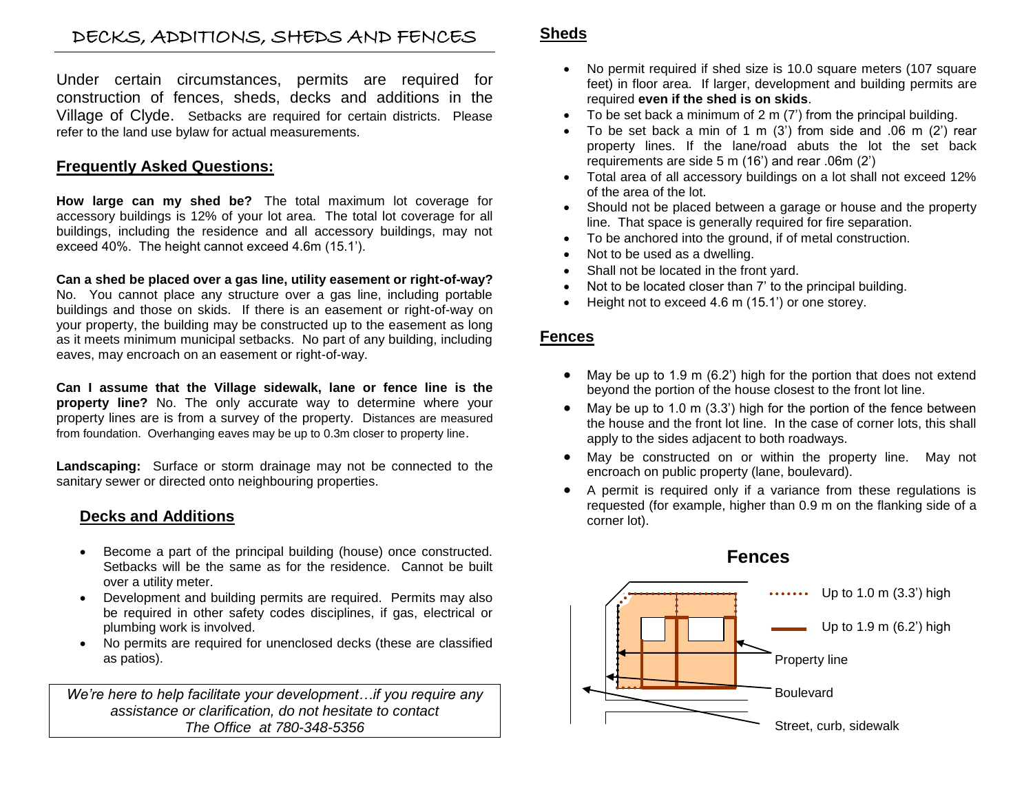# DECKS, ADDITIONS, SHEDS AND FENCES

Under certain circumstances, permits are required for construction of fences, sheds, decks and additions in the Village of Clyde. Setbacks are required for certain districts. Please refer to the land use bylaw for actual measurements.

## Frequently Asked Questions:

**How large can my shed be?** The total maximum lot coverage for accessory buildings is 12% of your lot area. The total lot coverage for all buildings, including the residence and all accessory buildings, may not exceed 40%. The height cannot exceed 4.6m (15.1').

**Can a shed be placed over a gas line, utility easement or right-of-way?** No. You cannot place any structure over a gas line, including portable buildings and those on skids. If there is an easement or right-of-way on your property, the building may be constructed up to the easement as long as it meets minimum municipal setbacks. No part of any building, including eaves, may encroach on an easement or right-of-way.

**Can I assume that the Village sidewalk, lane or fence line is the property line?** No. The only accurate way to determine where your property lines are is from a survey of the property. Distances are measured from foundation. Overhanging eaves may be up to 0.3m closer to property line.

**Landscaping:** Surface or storm drainage may not be connected to the sanitary sewer or directed onto neighbouring properties.

## Decks and Additions

- Become a part of the principal building (house) once constructed. Setbacks will be the same as for the residence. Cannot be built over a utility meter.
- Development and building permits are required. Permits may also be required in other safety codes disciplines, if gas, electrical or plumbing work is involved.
- No permits are required for unenclosed decks (these are classified as patios).

*We're here to help facilitate your development…if you require any assistance or clarification, do not hesitate to contact The Office at 780-348-5356*

## Sheds

- No permit required if shed size is 10.0 square meters (107 square feet) in floor area. If larger, development and building permits are required **even if the shed is on skids**.
- To be set back a minimum of 2 m (7') from the principal building.
- To be set back a min of 1 m (3') from side and .06 m (2') rear property lines. If the lane/road abuts the lot the set back requirements are side 5 m (16') and rear .06m (2')
- Total area of all accessory buildings on a lot shall not exceed 12% of the area of the lot.
- Should not be placed between a garage or house and the property line. That space is generally required for fire separation.
- To be anchored into the ground, if of metal construction.
- Not to be used as a dwelling.
- Shall not be located in the front yard.
- Not to be located closer than 7' to the principal building.
- Height not to exceed 4.6 m (15.1') or one storey.

## Fences

- May be up to 1.9 m (6.2') high for the portion that does not extend beyond the portion of the house closest to the front lot line.
- May be up to 1.0 m (3.3') high for the portion of the fence between the house and the front lot line. In the case of corner lots, this shall apply to the sides adjacent to both roadways.
- May be constructed on or within the property line. May not encroach on public property (lane, boulevard).
- A permit is required only if a variance from these regulations is requested (for example, higher than 0.9 m on the flanking side of a corner lot).

### Fences

Up to 1.0 m (3.3') high

Up to 1.9 m (6.2') high

Property line

Boulevard

Street, curb, sidewalk